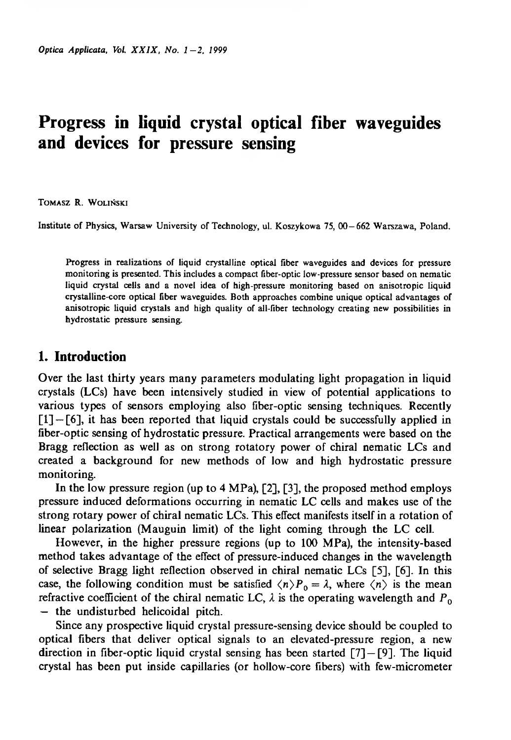# Progress in liquid crystal optical fiber waveguides and devices for pressure sensing

TOMASZ R. WOLIŃSKI

Institute of Physics, Warsaw University of Technology, ul. Koszykowa 75, 00–662 Warszawa, Poland.

Progress in realizations of liquid crystalline optical fiber waveguides and devices for pressure monitoring is presented. This includes a compact fiber-optic low-pressure sensor based on nematic liquid crystal cells and a novel idea of high-pressure monitoring based on anisotropic liquid crystalline-core optical fiber waveguides. Both approaches combine unique optical advantages of anisotropic liquid crystals and high quality of all-fiber technology creating new possibilities in hydrostatic pressure sensing.

## 1. Introduction

Over the last thirty years many parameters modulating light propagation in liquid crystals (LCs) have been intensively studied in view of potential applications to various types of sensors employing also fiber-optic sensing techniques. Recently [1]–[6], it has been reported that liquid crystals could be successfully applied in fiber-optic sensing of hydrostatic pressure. Practical arrangements were based on the Bragg reflection as well as on strong rotatory power of chiral nematic LCs and created a background for new methods of low and high hydrostatic pressure monitoring.

In the low pressure region (up to 4 MPa), [2], [3], the proposed method employs pressure induced deformations occurring in nematic LC cells and makes use of the strong rotary power of chiral nematic LCs. This effect manifests itself in a rotation of linear polarization (Mauguin limit) of the light coming through the LC cell.

However, in the higher pressure regions (up to 100 MPa), the intensity-based method takes advantage of the effect of pressure-induced changes in the wavelength of selective Bragg light reflection observed in chiral nematic LCs [5], [6]. In this case, the following condition must be satisfied $\langle n \rangle P_0 = \lambda$, where $\langle n \rangle$ is the mean refractive coefficient of the chiral nematic LC, $\lambda$ is the operating wavelength and $P_0$ – the undisturbed helicoidal pitch.

Since any prospective liquid crystal pressure-sensing device should be coupled to optical fibers that deliver optical signals to an elevated-pressure region, a new direction in fiber-optic liquid crystal sensing has been started [7]–[9]. The liquid crystal has been put inside capillaries (or hollow-core fibers) with few-micrometer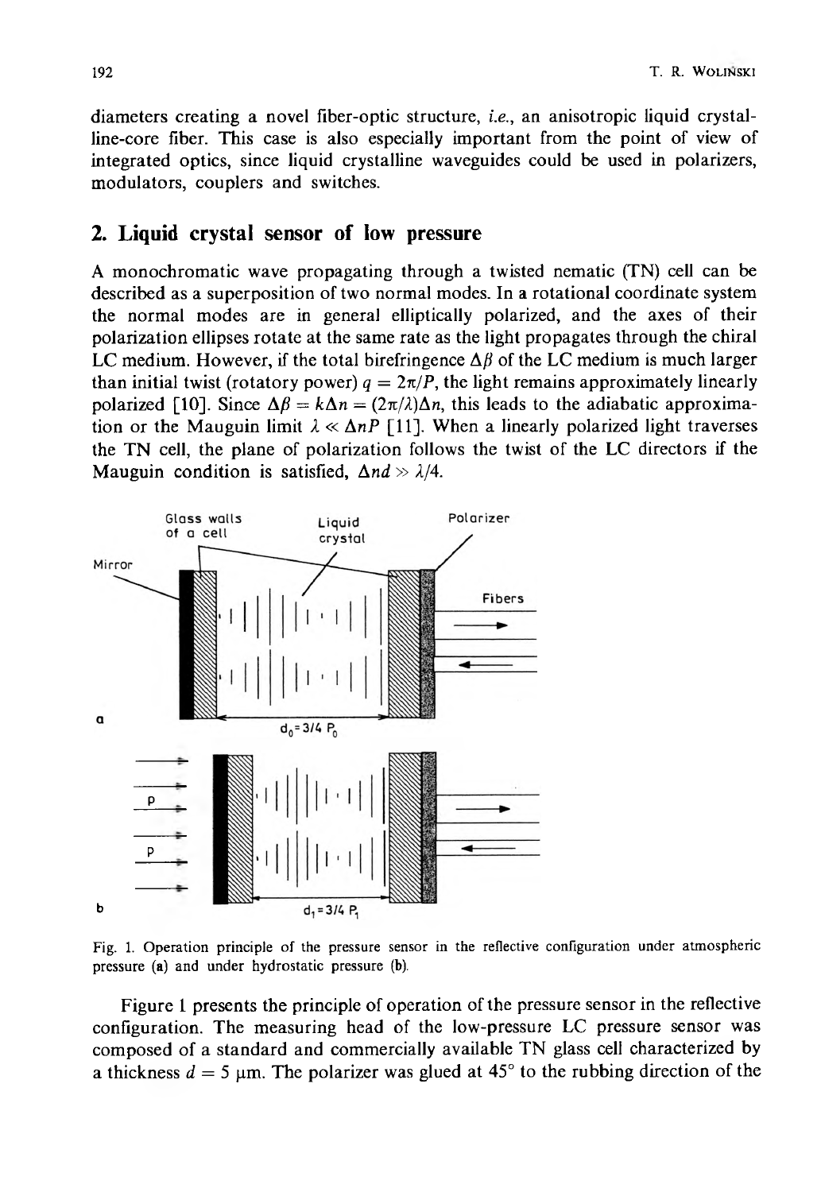diameters creating a novel fiber-optic structure, *i.e.*, an anisotropic liquid crystalline-core fiber. This case is also especially important from the point of view of integrated optics, since liquid crystalline waveguides could be used in polarizers, modulators, couplers and switches.

## 2. Liquid crystal sensor of low pressure

A monochromatic wave propagating through a twisted nematic (TN) cell can be described as a superposition of two normal modes. In a rotational coordinate system the normal modes are in general elliptically polarized, and the axes of their polarization ellipses rotate at the same rate as the light propagates through the chiral LC medium. However, if the total birefringence $\Delta\beta$ of the LC medium is much larger than initial twist (rotatory power) $q = 2\pi/P$, the light remains approximately linearly polarized [10]. Since $\Delta\beta = k\Delta n = (2\pi/\lambda)\Delta n$, this leads to the adiabatic approximation or the Mauguin limit $\lambda \ll \Delta nP$ [11]. When a linearly polarized light traverses the TN cell, the plane of polarization follows the twist of the LC directors if the Mauguin condition is satisfied, $\Delta nd \gg \lambda/4$.

Fig. 1. Operation principle of the pressure sensor in the reflective configuration under atmospheric pressure (**a**) and under hydrostatic pressure (**b**).

Figure 1 presents the principle of operation of the pressure sensor in the reflective configuration. The measuring head of the low-pressure LC pressure sensor was composed of a standard and commercially available TN glass cell characterized by a thickness $d = 5$ μm. The polarizer was glued at 45° to the rubbing direction of the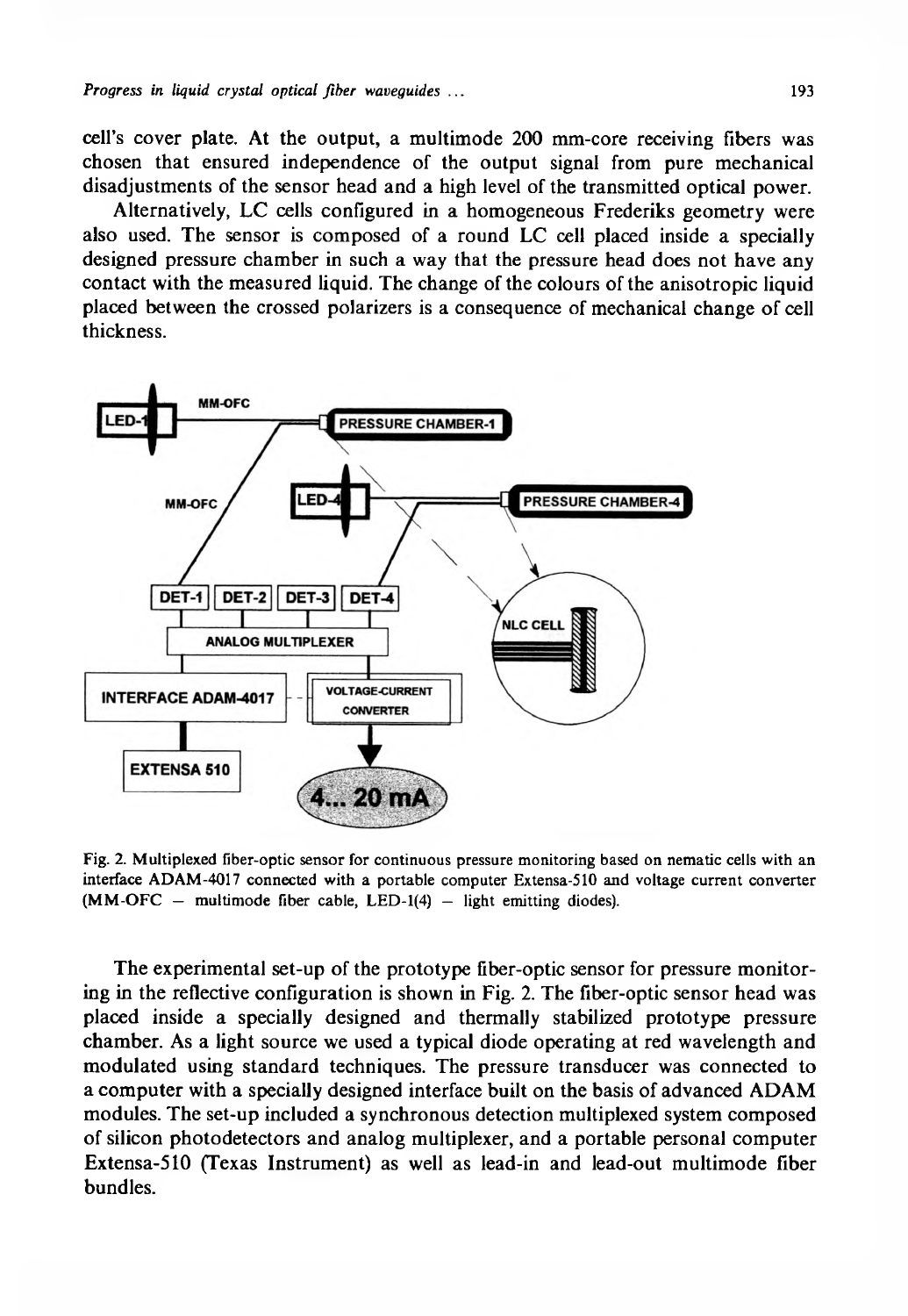cell's cover plate. At the output, a multimode 200 mm-core receiving fibers was chosen that ensured independence of the output signal from pure mechanical disadjustments of the sensor head and a high level of the transmitted optical power.

Alternatively, LC cells configured in a homogeneous Frederiks geometry were also used. The sensor is composed of a round LC cell placed inside a specially designed pressure chamber in such a way that the pressure head does not have any contact with the measured liquid. The change of the colours of the anisotropic liquid placed between the crossed polarizers is a consequence of mechanical change of cell thickness.

Fig. 2. Multiplexed fiber-optic sensor for continuous pressure monitoring based on nematic cells with an interface ADAM-4017 connected with a portable computer Extensa-510 and voltage current converter (MM-OFC — multimode fiber cable, LED-1(4) — light emitting diodes).

The experimental set-up of the prototype fiber-optic sensor for pressure monitoring in the reflective configuration is shown in Fig. 2. The fiber-optic sensor head was placed inside a specially designed and thermally stabilized prototype pressure chamber. As a light source we used a typical diode operating at red wavelength and modulated using standard techniques. The pressure transducer was connected to a computer with a specially designed interface built on the basis of advanced ADAM modules. The set-up included a synchronous detection multiplexed system composed of silicon photodetectors and analog multiplexer, and a portable personal computer Extensa-510 (Texas Instrument) as well as lead-in and lead-out multimode fiber bundles.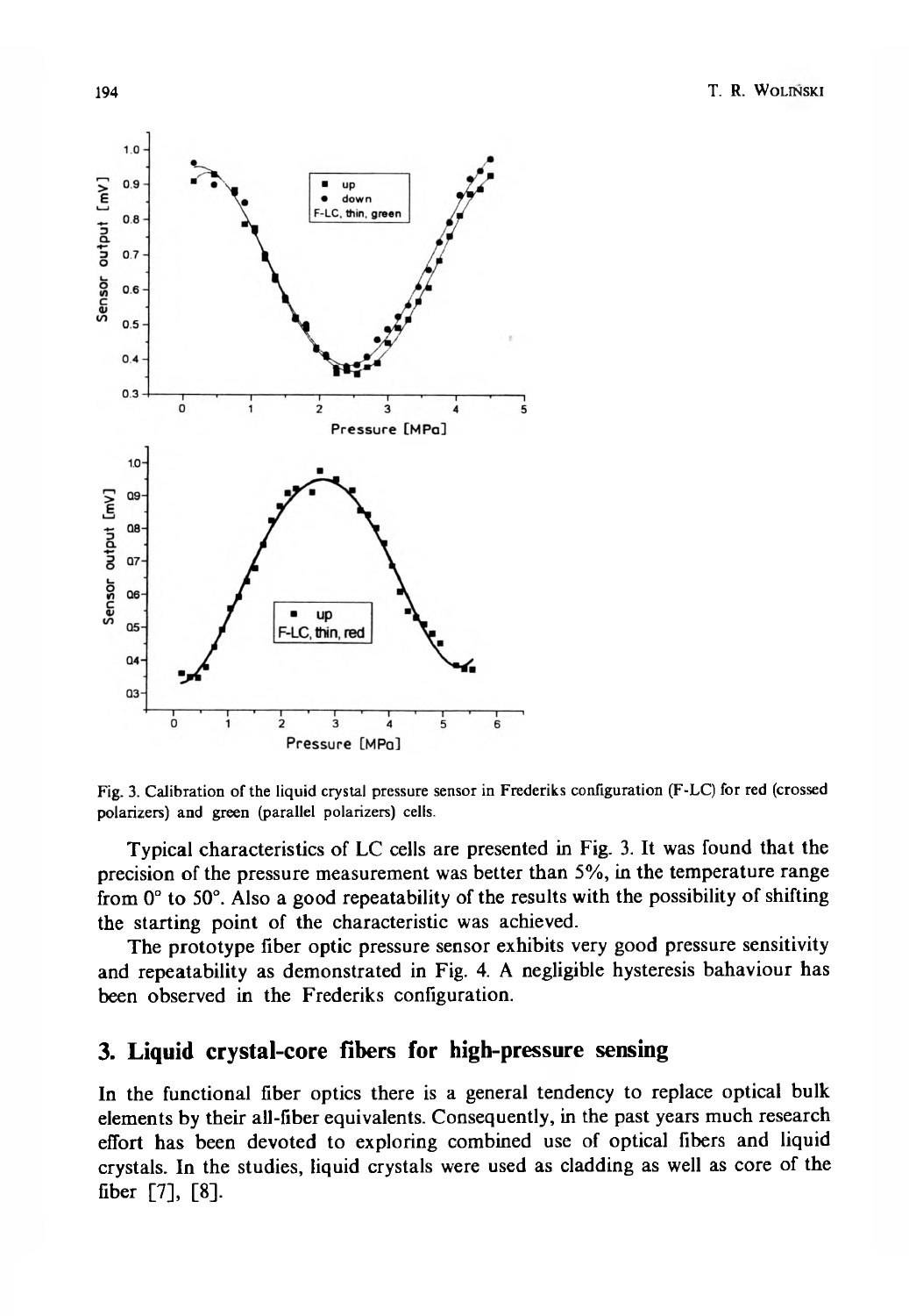Fig. 3. Calibration of the liquid crystal pressure sensor in Frederiks configuration (F-LC) for red (crossed polarizers) and green (parallel polarizers) cells.

Typical characteristics of LC cells are presented in Fig. 3. It was found that the precision of the pressure measurement was better than 5%, in the temperature range from 0° to 50°. Also a good repeatability of the results with the possibility of shifting the starting point of the characteristic was achieved.

The prototype fiber optic pressure sensor exhibits very good pressure sensitivity and repeatability as demonstrated in Fig. 4. A negligible hysteresis bahaviour has been observed in the Frederiks configuration.

## 3. Liquid crystal-core fibers for high-pressure sensing

In the functional fiber optics there is a general tendency to replace optical bulk elements by their all-fiber equivalents. Consequently, in the past years much research effort has been devoted to exploring combined use of optical fibers and liquid crystals. In the studies, liquid crystals were used as cladding as well as core of the fiber [7], [8].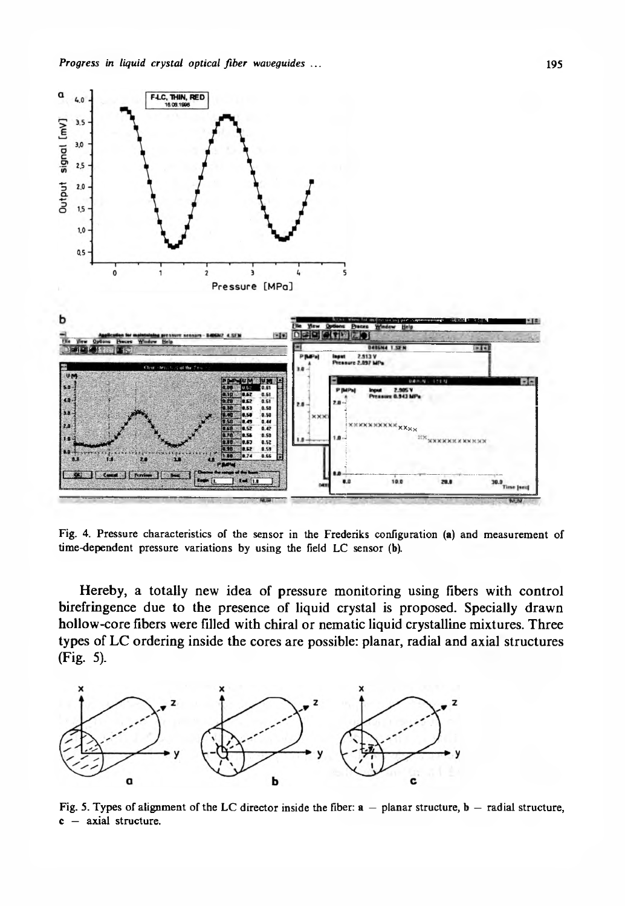Fig. 4. Pressure characteristics of the sensor in the Frederiks configuration (a) and measurement of time-dependent pressure variations by using the field LC sensor (b).

Hereby, a totally new idea of pressure monitoring using fibers with control birefringence due to the presence of liquid crystal is proposed. Specially drawn hollow-core fibers were filled with chiral or nematic liquid crystalline mixtures. Three types of LC ordering inside the cores are possible: planar, radial and axial structures (Fig. 5).

Fig. 5. Types of alignment of the LC director inside the fiber: a — planar structure, b — radial structure, c — axial structure.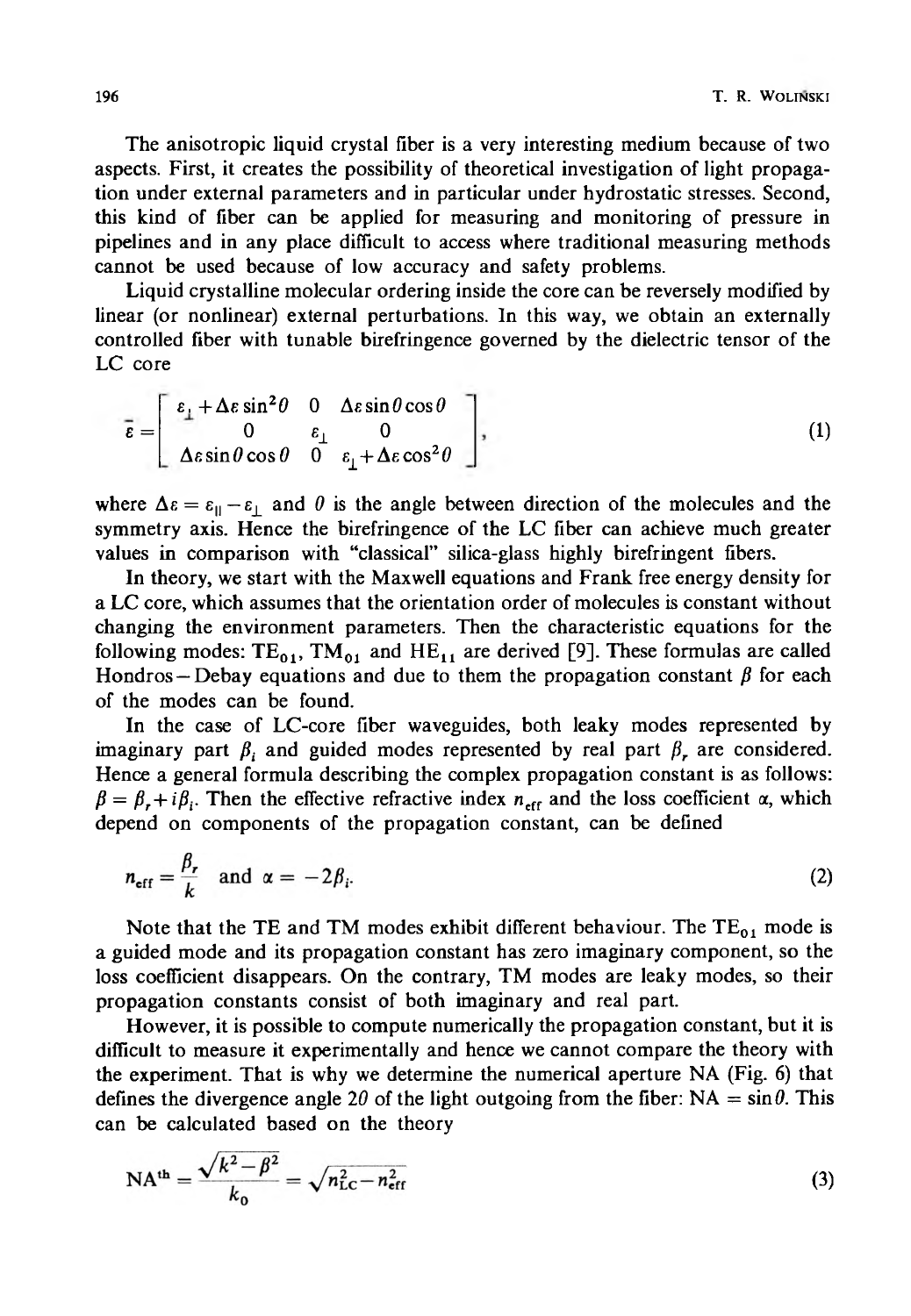The anisotropic liquid crystal fiber is a very interesting medium because of two aspects. First, it creates the possibility of theoretical investigation of light propagation under external parameters and in particular under hydrostatic stresses. Second, this kind of fiber can be applied for measuring and monitoring of pressure in pipelines and in any place difficult to access where traditional measuring methods cannot be used because of low accuracy and safety problems.

Liquid crystalline molecular ordering inside the core can be reversely modified by linear (or nonlinear) external perturbations. In this way, we obtain an externally controlled fiber with tunable birefringence governed by the dielectric tensor of the LC core

$$\bar{\varepsilon} = \begin{bmatrix} \varepsilon_{\perp} + \Delta\varepsilon \sin^2\theta & 0 & \Delta\varepsilon \sin\theta\cos\theta \\ 0 & \varepsilon_{\perp} & 0 \\ \Delta\varepsilon \sin\theta\cos\theta & 0 & \varepsilon_{\perp} + \Delta\varepsilon\cos^2\theta \end{bmatrix}, \tag{1}$$

where $\Delta\varepsilon = \varepsilon_{\parallel} - \varepsilon_{\perp}$ and $\theta$ is the angle between direction of the molecules and the symmetry axis. Hence the birefringence of the LC fiber can achieve much greater values in comparison with "classical" silica-glass highly birefringent fibers.

In theory, we start with the Maxwell equations and Frank free energy density for a LC core, which assumes that the orientation order of molecules is constant without changing the environment parameters. Then the characteristic equations for the following modes: $TE_{01}$, $TM_{01}$ and $HE_{11}$ are derived [9]. These formulas are called Hondros – Debay equations and due to them the propagation constant $\beta$ for each of the modes can be found.

In the case of LC-core fiber waveguides, both leaky modes represented by imaginary part $\beta_i$ and guided modes represented by real part $\beta_r$ are considered. Hence a general formula describing the complex propagation constant is as follows: $\beta = \beta_r + i\beta_i$. Then the effective refractive index $n_{eff}$ and the loss coefficient $\alpha$, which depend on components of the propagation constant, can be defined

$$n_{eff} = \frac{\beta_r}{k} \quad \text{and} \quad \alpha = -2\beta_i. \tag{2}$$

Note that the TE and TM modes exhibit different behaviour. The $TE_{01}$ mode is a guided mode and its propagation constant has zero imaginary component, so the loss coefficient disappears. On the contrary, TM modes are leaky modes, so their propagation constants consist of both imaginary and real part.

However, it is possible to compute numerically the propagation constant, but it is difficult to measure it experimentally and hence we cannot compare the theory with the experiment. That is why we determine the numerical aperture NA (Fig. 6) that defines the divergence angle $2\theta$ of the light outgoing from the fiber: $\mathrm{NA} = \sin\theta$. This can be calculated based on the theory

$$\mathrm{NA}^{th} = \frac{\sqrt{k^2 - \beta^2}}{k_0} = \sqrt{n_{LC}^2 - n_{eff}^2} \tag{3}$$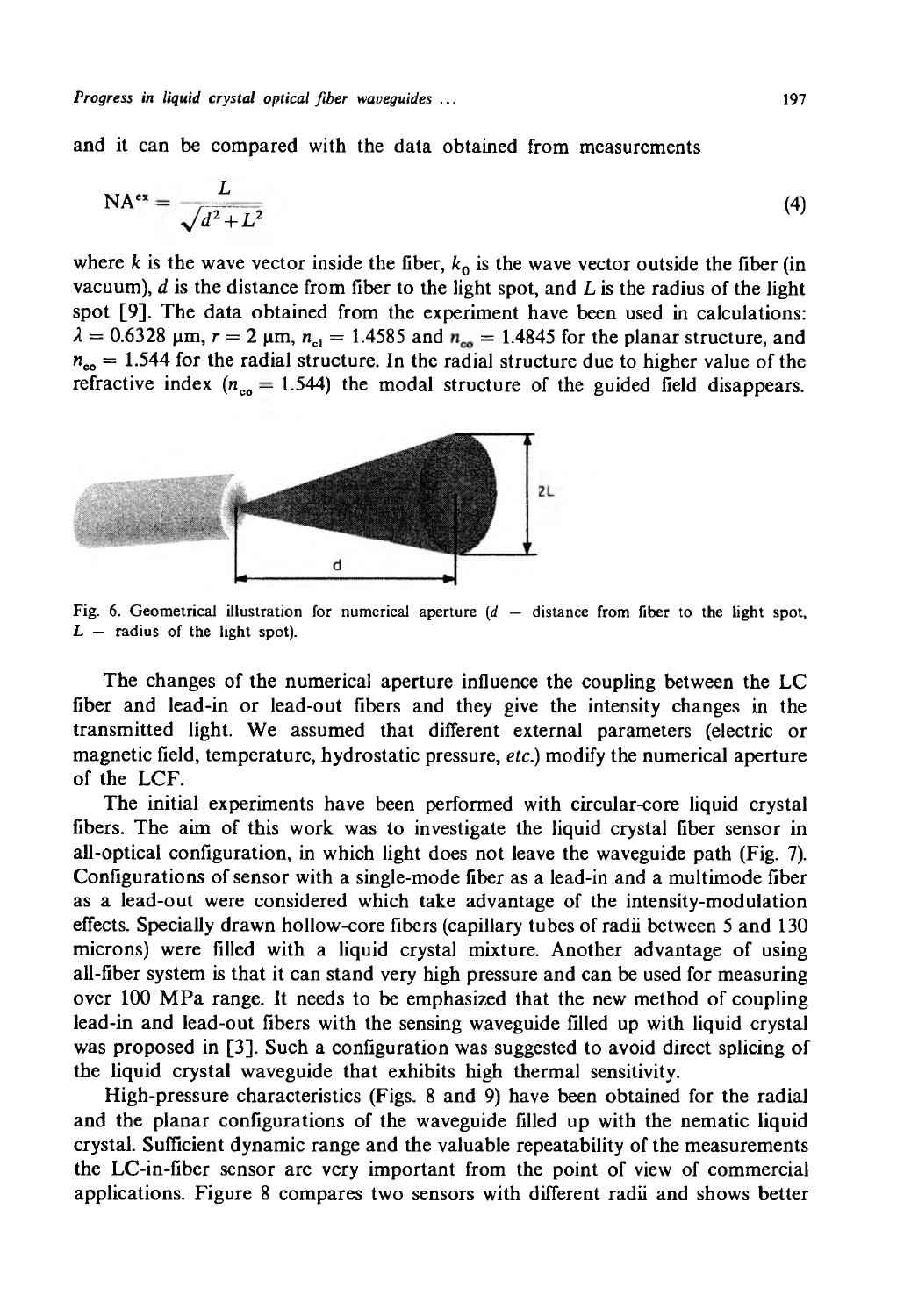and it can be compared with the data obtained from measurements

$$\mathrm{NA}^{ex} = \frac{L}{\sqrt{d^2 + L^2}} \tag{4}$$

where $k$ is the wave vector inside the fiber, $k_0$ is the wave vector outside the fiber (in vacuum), $d$ is the distance from fiber to the light spot, and $L$ is the radius of the light spot [9]. The data obtained from the experiment have been used in calculations: $\lambda = 0.6328$ μm, $r = 2$ μm, $n_{cl} = 1.4585$ and $n_{co} = 1.4845$ for the planar structure, and $n_{co} = 1.544$ for the radial structure. In the radial structure due to higher value of the refractive index ($n_{co} = 1.544$) the modal structure of the guided field disappears.

Fig. 6. Geometrical illustration for numerical aperture ($d$ — distance from fiber to the light spot, $L$ — radius of the light spot).

The changes of the numerical aperture influence the coupling between the LC fiber and lead-in or lead-out fibers and they give the intensity changes in the transmitted light. We assumed that different external parameters (electric or magnetic field, temperature, hydrostatic pressure, *etc.*) modify the numerical aperture of the LCF.

The initial experiments have been performed with circular-core liquid crystal fibers. The aim of this work was to investigate the liquid crystal fiber sensor in all-optical configuration, in which light does not leave the waveguide path (Fig. 7). Configurations of sensor with a single-mode fiber as a lead-in and a multimode fiber as a lead-out were considered which take advantage of the intensity-modulation effects. Specially drawn hollow-core fibers (capillary tubes of radii between 5 and 130 microns) were filled with a liquid crystal mixture. Another advantage of using all-fiber system is that it can stand very high pressure and can be used for measuring over 100 MPa range. It needs to be emphasized that the new method of coupling lead-in and lead-out fibers with the sensing waveguide filled up with liquid crystal was proposed in [3]. Such a configuration was suggested to avoid direct splicing of the liquid crystal waveguide that exhibits high thermal sensitivity.

High-pressure characteristics (Figs. 8 and 9) have been obtained for the radial and the planar configurations of the waveguide filled up with the nematic liquid crystal. Sufficient dynamic range and the valuable repeatability of the measurements the LC-in-fiber sensor are very important from the point of view of commercial applications. Figure 8 compares two sensors with different radii and shows better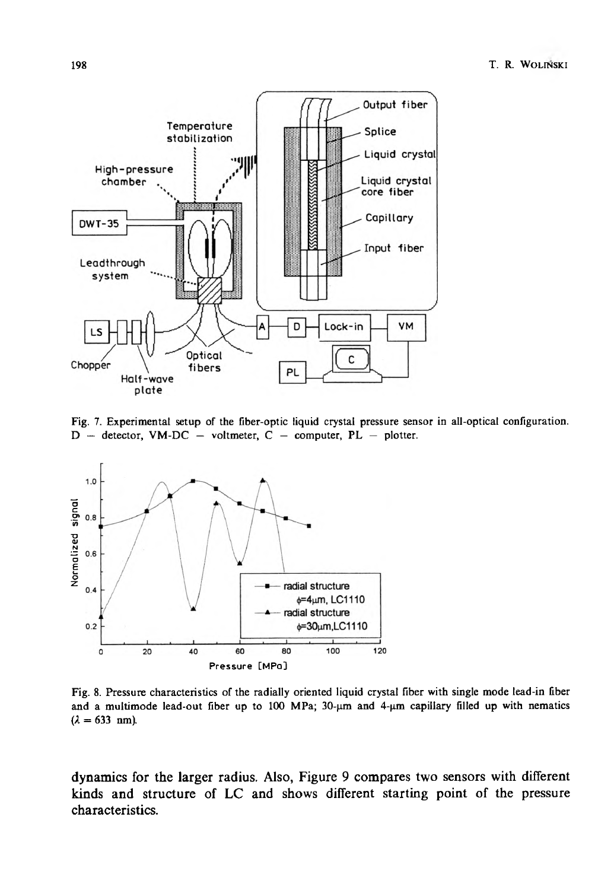Fig. 7. Experimental setup of the fiber-optic liquid crystal pressure sensor in all-optical configuration. D — detector, VM-DC — voltmeter, C — computer, PL — plotter.

Fig. 8. Pressure characteristics of the radially oriented liquid crystal fiber with single mode lead-in fiber and a multimode lead-out fiber up to 100 MPa; 30-μm and 4-μm capillary filled up with nematics ($\lambda = 633$ nm).

dynamics for the larger radius. Also, Figure 9 compares two sensors with different kinds and structure of LC and shows different starting point of the pressure characteristics.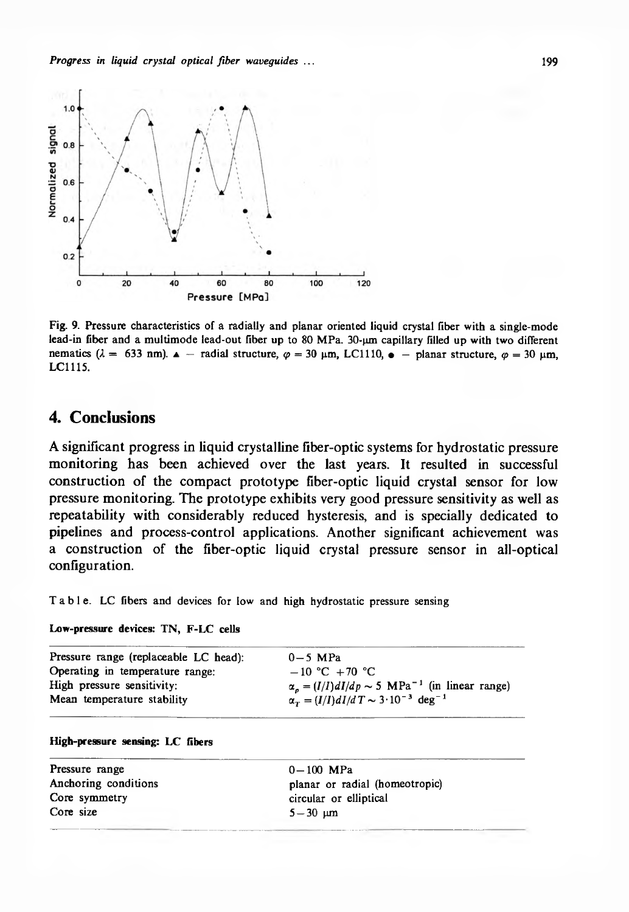Fig. 9. Pressure characteristics of a radially and planar oriented liquid crystal fiber with a single-mode lead-in fiber and a multimode lead-out fiber up to 80 MPa. 30-μm capillary filled up with two different nematics ($\lambda$ = 633 nm). ▲ — radial structure, $\varphi$ = 30 μm, LC1110, ● — planar structure, $\varphi$ = 30 μm, LC1115.

## 4. Conclusions

A significant progress in liquid crystalline fiber-optic systems for hydrostatic pressure monitoring has been achieved over the last years. It resulted in successful construction of the compact prototype fiber-optic liquid crystal sensor for low pressure monitoring. The prototype exhibits very good pressure sensitivity as well as repeatability with considerably reduced hysteresis, and is specially dedicated to pipelines and process-control applications. Another significant achievement was a construction of the fiber-optic liquid crystal pressure sensor in all-optical configuration.

Table. LC fibers and devices for low and high hydrostatic pressure sensing

**Low-pressure devices: TN, F-LC cells**

| | |
|---|---|
| Pressure range (replaceable LC head): | 0–5 MPa |
| Operating in temperature range: | −10 °C +70 °C |
| High pressure sensitivity: | $\alpha_p = (I/I)dI/dp \sim 5\ \mathrm{MPa}^{-1}$ (in linear range) |
| Mean temperature stability | $\alpha_T = (I/I)dI/dT \sim 3\cdot10^{-3}\ \mathrm{deg}^{-1}$ |

**High-pressure sensing: LC fibers**

| | |
|---|---|
| Pressure range | 0–100 MPa |
| Anchoring conditions | planar or radial (homeotropic) |
| Core symmetry | circular or elliptical |
| Core size | 5–30 μm |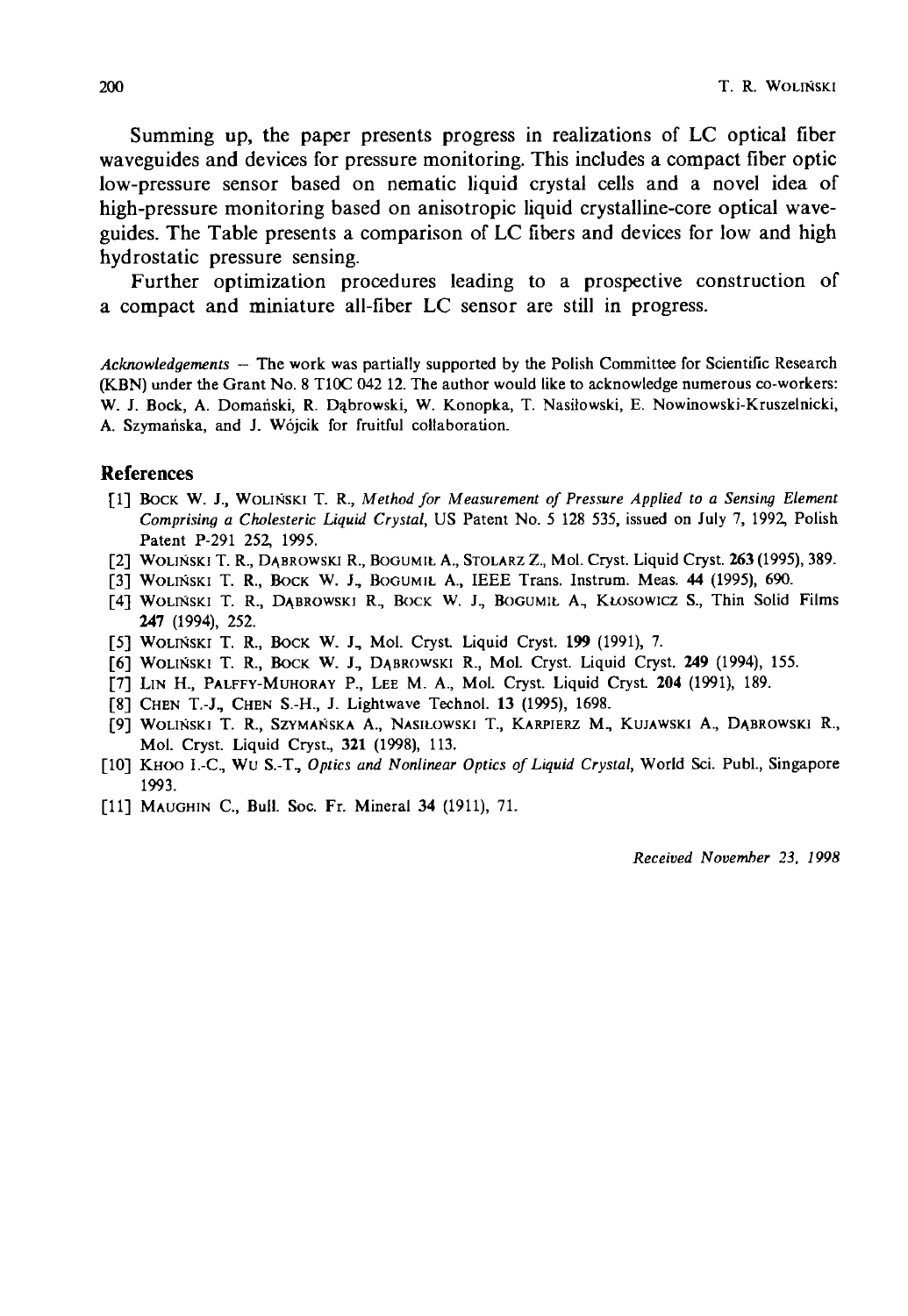Summing up, the paper presents progress in realizations of LC optical fiber waveguides and devices for pressure monitoring. This includes a compact fiber optic low-pressure sensor based on nematic liquid crystal cells and a novel idea of high-pressure monitoring based on anisotropic liquid crystalline-core optical waveguides. The Table presents a comparison of LC fibers and devices for low and high hydrostatic pressure sensing.

Further optimization procedures leading to a prospective construction of a compact and miniature all-fiber LC sensor are still in progress.

*Acknowledgements* — The work was partially supported by the Polish Committee for Scientific Research (KBN) under the Grant No. 8 T10C 042 12. The author would like to acknowledge numerous co-workers: W. J. Bock, A. Domański, R. Dąbrowski, W. Konopka, T. Nasiłowski, E. Nowinowski-Kruszelnicki, A. Szymańska, and J. Wójcik for fruitful collaboration.

## References

[1] Bock W. J., Woliński T. R., *Method for Measurement of Pressure Applied to a Sensing Element Comprising a Cholesteric Liquid Crystal*, US Patent No. 5 128 535, issued on July 7, 1992, Polish Patent P-291 252, 1995.

[2] Woliński T. R., Dąbrowski R., Bogumił A., Stolarz Z., Mol. Cryst. Liquid Cryst. **263** (1995), 389.

[3] Woliński T. R., Bock W. J., Bogumił A., IEEE Trans. Instrum. Meas. **44** (1995), 690.

[4] Woliński T. R., Dąbrowski R., Bock W. J., Bogumił A., Kłosowicz S., Thin Solid Films **247** (1994), 252.

[5] Woliński T. R., Bock W. J., Mol. Cryst. Liquid Cryst. **199** (1991), 7.

[6] Woliński T. R., Bock W. J., Dąbrowski R., Mol. Cryst. Liquid Cryst. **249** (1994), 155.

[7] Lin H., Palffy-Muhoray P., Lee M. A., Mol. Cryst. Liquid Cryst. **204** (1991), 189.

[8] Chen T.-J., Chen S.-H., J. Lightwave Technol. **13** (1995), 1698.

[9] Woliński T. R., Szymańska A., Nasiłowski T., Karpierz M., Kujawski A., Dąbrowski R., Mol. Cryst. Liquid Cryst., **321** (1998), 113.

[10] Khoo I.-C., Wu S.-T., *Optics and Nonlinear Optics of Liquid Crystal*, World Sci. Publ., Singapore 1993.

[11] Maughin C., Bull. Soc. Fr. Mineral **34** (1911), 71.

*Received November 23, 1998*